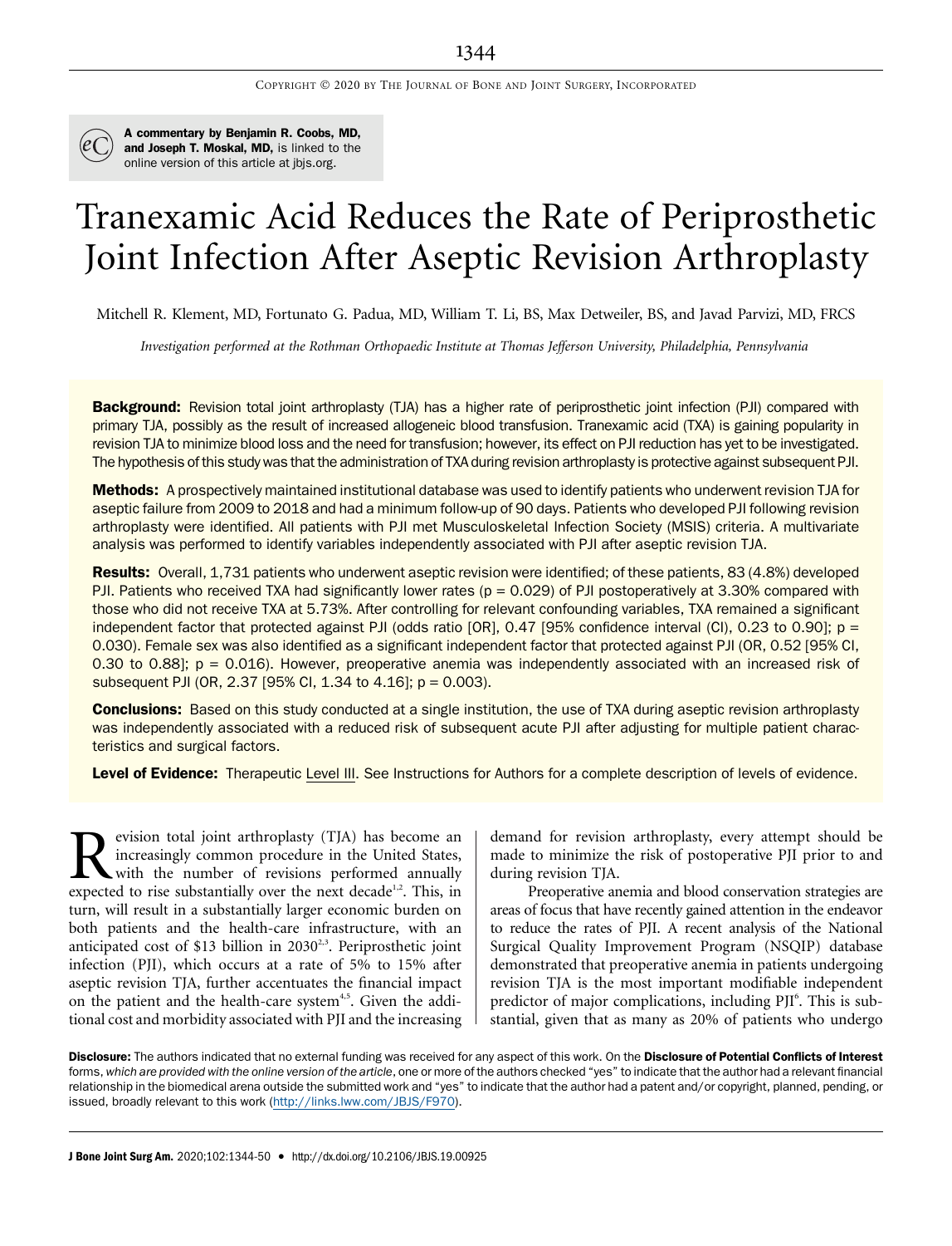A commentary by Benjamin R. Coobs, MD, and Joseph T. Moskal, MD, is linked to the online version of this article at jbjs.org.

# Tranexamic Acid Reduces the Rate of Periprosthetic Joint Infection After Aseptic Revision Arthroplasty

Mitchell R. Klement, MD, Fortunato G. Padua, MD, William T. Li, BS, Max Detweiler, BS, and Javad Parvizi, MD, FRCS

*Investigation performed at the Rothman Orthopaedic Institute at Thomas Jefferson University, Philadelphia, Pennsylvania*

**Background:** Revision total joint arthroplasty (TJA) has a higher rate of periprosthetic joint infection (PJI) compared with primary TJA, possibly as the result of increased allogeneic blood transfusion. Tranexamic acid (TXA) is gaining popularity in revision TJA to minimize blood loss and the need for transfusion; however, its effect on PJI reduction has yet to be investigated. The hypothesis of this study was that the administration of TXA during revision arthroplasty is protective against subsequent PJI.

**Methods:** A prospectively maintained institutional database was used to identify patients who underwent revision TJA for aseptic failure from 2009 to 2018 and had a minimum follow-up of 90 days. Patients who developed PJI following revision arthroplasty were identified. All patients with PJI met Musculoskeletal Infection Society (MSIS) criteria. A multivariate analysis was performed to identify variables independently associated with PJI after aseptic revision TJA.

**Results:** Overall, 1,731 patients who underwent aseptic revision were identified; of these patients, 83 (4.8%) developed PJI. Patients who received TXA had significantly lower rates ($p = 0.029$) of PJI postoperatively at 3.30% compared with those who did not receive TXA at 5.73%. After controlling for relevant confounding variables, TXA remained a significant independent factor that protected against PJI (odds ratio [OR], 0.47 [95% confidence interval (CI), 0.23 to 0.90]; $p = 0.030$). Female sex was also identified as a significant independent factor that protected against PJI (OR, 0.52 [95% CI, 0.30 to 0.88]; $p = 0.016$). However, preoperative anemia was independently associated with an increased risk of subsequent PJI (OR, 2.37 [95% CI, 1.34 to 4.16]; $p = 0.003$).

**Conclusions:** Based on this study conducted at a single institution, the use of TXA during aseptic revision arthroplasty was independently associated with a reduced risk of subsequent acute PJI after adjusting for multiple patient characteristics and surgical factors.

**Level of Evidence:** Therapeutic Level III. See Instructions for Authors for a complete description of levels of evidence.

Revision total joint arthroplasty (TJA) has become an increasingly common procedure in the United States, with the number of revisions performed annually expected to rise substantially over the next decade[1,2]. This, in turn, will result in a substantially larger economic burden on both patients and the health-care infrastructure, with an anticipated cost of $13 billion in 2030[2,3]. Periprosthetic joint infection (PJI), which occurs at a rate of 5% to 15% after aseptic revision TJA, further accentuates the financial impact on the patient and the health-care system[4,5]. Given the additional cost and morbidity associated with PJI and the increasing demand for revision arthroplasty, every attempt should be made to minimize the risk of postoperative PJI prior to and during revision TJA.

Preoperative anemia and blood conservation strategies are areas of focus that have recently gained attention in the endeavor to reduce the rates of PJI. A recent analysis of the National Surgical Quality Improvement Program (NSQIP) database demonstrated that preoperative anemia in patients undergoing revision TJA is the most important modifiable independent predictor of major complications, including PJI[6]. This is substantial, given that as many as 20% of patients who undergo

**Disclosure:** The authors indicated that no external funding was received for any aspect of this work. On the **Disclosure of Potential Conflicts of Interest** forms, *which are provided with the online version of the article*, one or more of the authors checked "yes" to indicate that the author had a relevant financial relationship in the biomedical arena outside the submitted work and "yes" to indicate that the author had a patent and/or copyright, planned, pending, or issued, broadly relevant to this work (http://links.lww.com/JBJS/F970).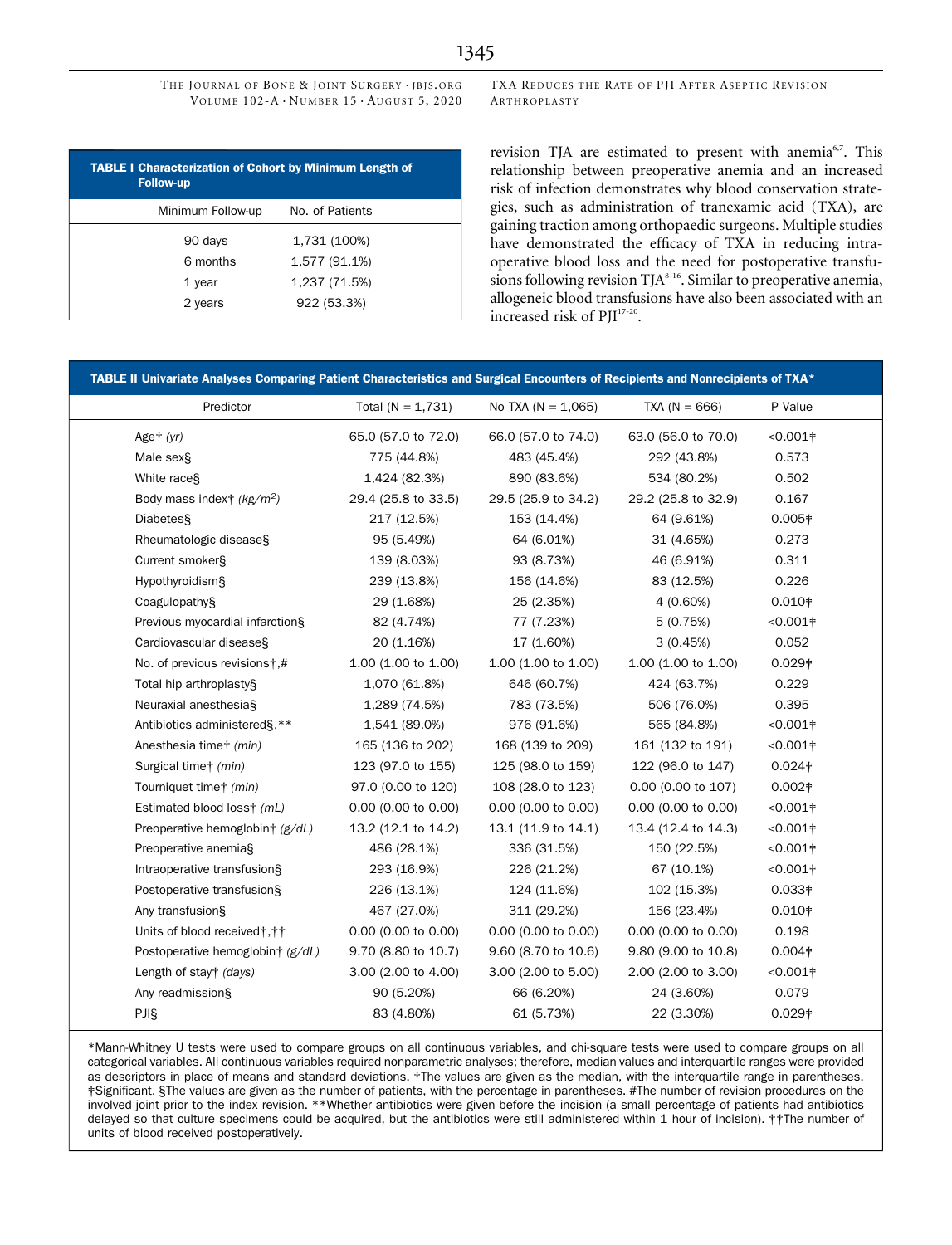**TABLE I Characterization of Cohort by Minimum Length of Follow-up**

| Minimum Follow-up | No. of Patients |
|---|---|
| 90 days | 1,731 (100%) |
| 6 months | 1,577 (91.1%) |
| 1 year | 1,237 (71.5%) |
| 2 years | 922 (53.3%) |

revision TJA are estimated to present with anemia[6,7]. This relationship between preoperative anemia and an increased risk of infection demonstrates why blood conservation strategies, such as administration of tranexamic acid (TXA), are gaining traction among orthopaedic surgeons. Multiple studies have demonstrated the efficacy of TXA in reducing intraoperative blood loss and the need for postoperative transfusions following revision TJA[8-16]. Similar to preoperative anemia, allogeneic blood transfusions have also been associated with an increased risk of PJI[17-20].

**TABLE II Univariate Analyses Comparing Patient Characteristics and Surgical Encounters of Recipients and Nonrecipients of TXA***

| Predictor | Total (N = 1,731) | No TXA (N = 1,065) | TXA (N = 666) | P Value |
|---|---|---|---|---|
| Age† *(yr)* | 65.0 (57.0 to 72.0) | 66.0 (57.0 to 74.0) | 63.0 (56.0 to 70.0) | <0.001‡ |
| Male sex§ | 775 (44.8%) | 483 (45.4%) | 292 (43.8%) | 0.573 |
| White race§ | 1,424 (82.3%) | 890 (83.6%) | 534 (80.2%) | 0.502 |
| Body mass index† *(kg/m²)* | 29.4 (25.8 to 33.5) | 29.5 (25.9 to 34.2) | 29.2 (25.8 to 32.9) | 0.167 |
| Diabetes§ | 217 (12.5%) | 153 (14.4%) | 64 (9.61%) | 0.005‡ |
| Rheumatologic disease§ | 95 (5.49%) | 64 (6.01%) | 31 (4.65%) | 0.273 |
| Current smoker§ | 139 (8.03%) | 93 (8.73%) | 46 (6.91%) | 0.311 |
| Hypothyroidism§ | 239 (13.8%) | 156 (14.6%) | 83 (12.5%) | 0.226 |
| Coagulopathy§ | 29 (1.68%) | 25 (2.35%) | 4 (0.60%) | 0.010‡ |
| Previous myocardial infarction§ | 82 (4.74%) | 77 (7.23%) | 5 (0.75%) | <0.001‡ |
| Cardiovascular disease§ | 20 (1.16%) | 17 (1.60%) | 3 (0.45%) | 0.052 |
| No. of previous revisions†,# | 1.00 (1.00 to 1.00) | 1.00 (1.00 to 1.00) | 1.00 (1.00 to 1.00) | 0.029‡ |
| Total hip arthroplasty§ | 1,070 (61.8%) | 646 (60.7%) | 424 (63.7%) | 0.229 |
| Neuraxial anesthesia§ | 1,289 (74.5%) | 783 (73.5%) | 506 (76.0%) | 0.395 |
| Antibiotics administered§,** | 1,541 (89.0%) | 976 (91.6%) | 565 (84.8%) | <0.001‡ |
| Anesthesia time† *(min)* | 165 (136 to 202) | 168 (139 to 209) | 161 (132 to 191) | <0.001‡ |
| Surgical time† *(min)* | 123 (97.0 to 155) | 125 (98.0 to 159) | 122 (96.0 to 147) | 0.024‡ |
| Tourniquet time† *(min)* | 97.0 (0.00 to 120) | 108 (28.0 to 123) | 0.00 (0.00 to 107) | 0.002‡ |
| Estimated blood loss† *(mL)* | 0.00 (0.00 to 0.00) | 0.00 (0.00 to 0.00) | 0.00 (0.00 to 0.00) | <0.001‡ |
| Preoperative hemoglobin† *(g/dL)* | 13.2 (12.1 to 14.2) | 13.1 (11.9 to 14.1) | 13.4 (12.4 to 14.3) | <0.001‡ |
| Preoperative anemia§ | 486 (28.1%) | 336 (31.5%) | 150 (22.5%) | <0.001‡ |
| Intraoperative transfusion§ | 293 (16.9%) | 226 (21.2%) | 67 (10.1%) | <0.001‡ |
| Postoperative transfusion§ | 226 (13.1%) | 124 (11.6%) | 102 (15.3%) | 0.033‡ |
| Any transfusion§ | 467 (27.0%) | 311 (29.2%) | 156 (23.4%) | 0.010‡ |
| Units of blood received†,†† | 0.00 (0.00 to 0.00) | 0.00 (0.00 to 0.00) | 0.00 (0.00 to 0.00) | 0.198 |
| Postoperative hemoglobin† *(g/dL)* | 9.70 (8.80 to 10.7) | 9.60 (8.70 to 10.6) | 9.80 (9.00 to 10.8) | 0.004‡ |
| Length of stay† *(days)* | 3.00 (2.00 to 4.00) | 3.00 (2.00 to 5.00) | 2.00 (2.00 to 3.00) | <0.001‡ |
| Any readmission§ | 90 (5.20%) | 66 (6.20%) | 24 (3.60%) | 0.079 |
| PJI§ | 83 (4.80%) | 61 (5.73%) | 22 (3.30%) | 0.029‡ |

*Mann-Whitney U tests were used to compare groups on all continuous variables, and chi-square tests were used to compare groups on all categorical variables. All continuous variables required nonparametric analyses; therefore, median values and interquartile ranges were provided as descriptors in place of means and standard deviations. †The values are given as the median, with the interquartile range in parentheses. ‡Significant. §The values are given as the number of patients, with the percentage in parentheses. #The number of revision procedures on the involved joint prior to the index revision. **Whether antibiotics were given before the incision (a small percentage of patients had antibiotics delayed so that culture specimens could be acquired, but the antibiotics were still administered within 1 hour of incision). ††The number of units of blood received postoperatively.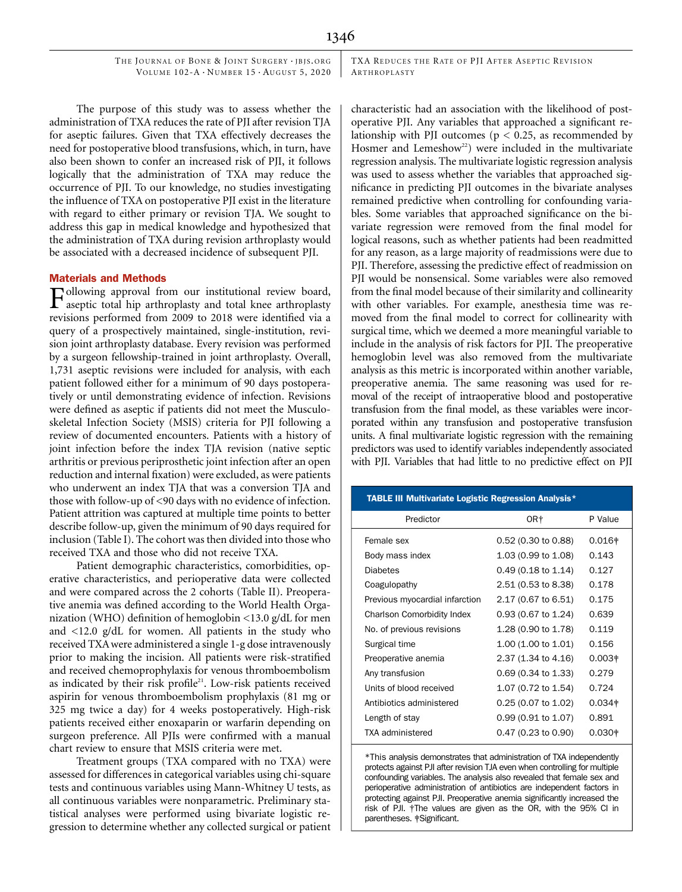The purpose of this study was to assess whether the administration of TXA reduces the rate of PJI after revision TJA for aseptic failures. Given that TXA effectively decreases the need for postoperative blood transfusions, which, in turn, have also been shown to confer an increased risk of PJI, it follows logically that the administration of TXA may reduce the occurrence of PJI. To our knowledge, no studies investigating the influence of TXA on postoperative PJI exist in the literature with regard to either primary or revision TJA. We sought to address this gap in medical knowledge and hypothesized that the administration of TXA during revision arthroplasty would be associated with a decreased incidence of subsequent PJI.

## Materials and Methods

Following approval from our institutional review board, aseptic total hip arthroplasty and total knee arthroplasty revisions performed from 2009 to 2018 were identified via a query of a prospectively maintained, single-institution, revision joint arthroplasty database. Every revision was performed by a surgeon fellowship-trained in joint arthroplasty. Overall, 1,731 aseptic revisions were included for analysis, with each patient followed either for a minimum of 90 days postoperatively or until demonstrating evidence of infection. Revisions were defined as aseptic if patients did not meet the Musculoskeletal Infection Society (MSIS) criteria for PJI following a review of documented encounters. Patients with a history of joint infection before the index TJA revision (native septic arthritis or previous periprosthetic joint infection after an open reduction and internal fixation) were excluded, as were patients who underwent an index TJA that was a conversion TJA and those with follow-up of <90 days with no evidence of infection. Patient attrition was captured at multiple time points to better describe follow-up, given the minimum of 90 days required for inclusion (Table I). The cohort was then divided into those who received TXA and those who did not receive TXA.

Patient demographic characteristics, comorbidities, operative characteristics, and perioperative data were collected and were compared across the 2 cohorts (Table II). Preoperative anemia was defined according to the World Health Organization (WHO) definition of hemoglobin <13.0 g/dL for men and <12.0 g/dL for women. All patients in the study who received TXA were administered a single 1-g dose intravenously prior to making the incision. All patients were risk-stratified and received chemoprophylaxis for venous thromboembolism as indicated by their risk profile[21]. Low-risk patients received aspirin for venous thromboembolism prophylaxis (81 mg or 325 mg twice a day) for 4 weeks postoperatively. High-risk patients received either enoxaparin or warfarin depending on surgeon preference. All PJIs were confirmed with a manual chart review to ensure that MSIS criteria were met.

Treatment groups (TXA compared with no TXA) were assessed for differences in categorical variables using chi-square tests and continuous variables using Mann-Whitney U tests, as all continuous variables were nonparametric. Preliminary statistical analyses were performed using bivariate logistic regression to determine whether any collected surgical or patient characteristic had an association with the likelihood of postoperative PJI. Any variables that approached a significant relationship with PJI outcomes ($p < 0.25$, as recommended by Hosmer and Lemeshow[22]) were included in the multivariate regression analysis. The multivariate logistic regression analysis was used to assess whether the variables that approached significance in predicting PJI outcomes in the bivariate analyses remained predictive when controlling for confounding variables. Some variables that approached significance on the bivariate regression were removed from the final model for logical reasons, such as whether patients had been readmitted for any reason, as a large majority of readmissions were due to PJI. Therefore, assessing the predictive effect of readmission on PJI would be nonsensical. Some variables were also removed from the final model because of their similarity and collinearity with other variables. For example, anesthesia time was removed from the final model to correct for collinearity with surgical time, which we deemed a more meaningful variable to include in the analysis of risk factors for PJI. The preoperative hemoglobin level was also removed from the multivariate analysis as this metric is incorporated within another variable, preoperative anemia. The same reasoning was used for removal of the receipt of intraoperative blood and postoperative transfusion from the final model, as these variables were incorporated within any transfusion and postoperative transfusion units. A final multivariate logistic regression with the remaining predictors was used to identify variables independently associated with PJI. Variables that had little to no predictive effect on PJI

**TABLE III Multivariate Logistic Regression Analysis***

| Predictor | OR† | P Value |
|---|---|---|
| Female sex | 0.52 (0.30 to 0.88) | 0.016‡ |
| Body mass index | 1.03 (0.99 to 1.08) | 0.143 |
| Diabetes | 0.49 (0.18 to 1.14) | 0.127 |
| Coagulopathy | 2.51 (0.53 to 8.38) | 0.178 |
| Previous myocardial infarction | 2.17 (0.67 to 6.51) | 0.175 |
| Charlson Comorbidity Index | 0.93 (0.67 to 1.24) | 0.639 |
| No. of previous revisions | 1.28 (0.90 to 1.78) | 0.119 |
| Surgical time | 1.00 (1.00 to 1.01) | 0.156 |
| Preoperative anemia | 2.37 (1.34 to 4.16) | 0.003‡ |
| Any transfusion | 0.69 (0.34 to 1.33) | 0.279 |
| Units of blood received | 1.07 (0.72 to 1.54) | 0.724 |
| Antibiotics administered | 0.25 (0.07 to 1.02) | 0.034‡ |
| Length of stay | 0.99 (0.91 to 1.07) | 0.891 |
| TXA administered | 0.47 (0.23 to 0.90) | 0.030‡ |

*This analysis demonstrates that administration of TXA independently protects against PJI after revision TJA even when controlling for multiple confounding variables. The analysis also revealed that female sex and perioperative administration of antibiotics are independent factors in protecting against PJI. Preoperative anemia significantly increased the risk of PJI. †The values are given as the OR, with the 95% CI in parentheses. ‡Significant.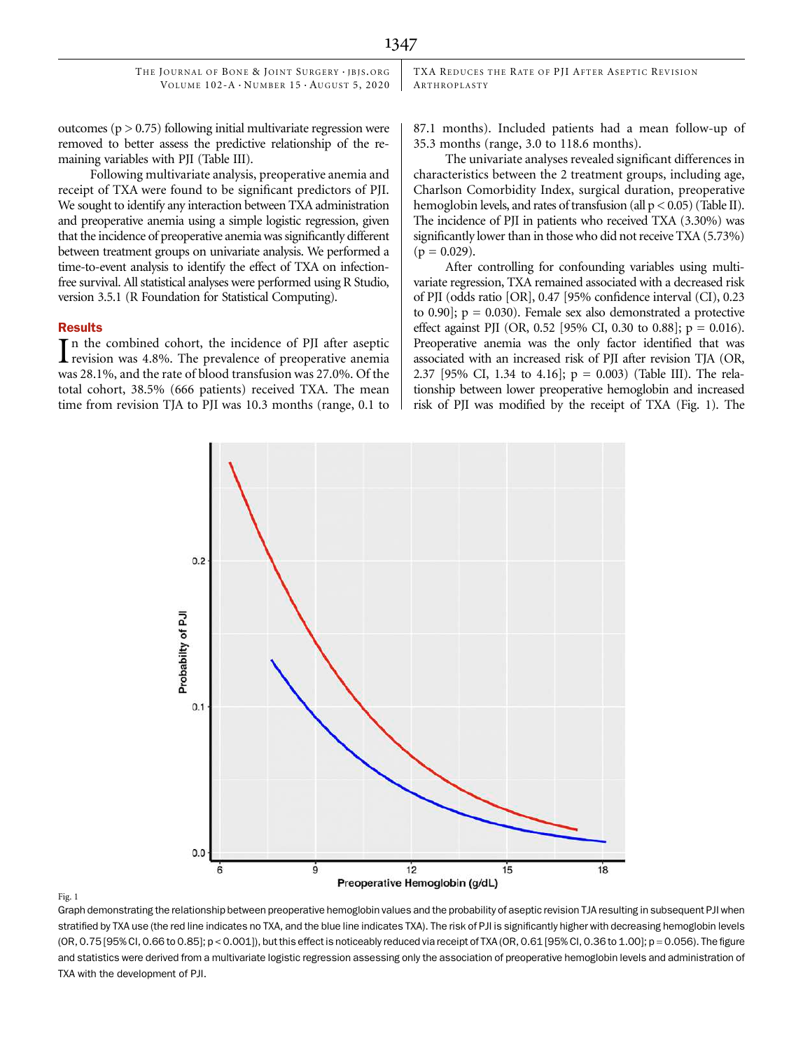outcomes ($p > 0.75$) following initial multivariate regression were removed to better assess the predictive relationship of the remaining variables with PJI (Table III).

Following multivariate analysis, preoperative anemia and receipt of TXA were found to be significant predictors of PJI. We sought to identify any interaction between TXA administration and preoperative anemia using a simple logistic regression, given that the incidence of preoperative anemia was significantly different between treatment groups on univariate analysis. We performed a time-to-event analysis to identify the effect of TXA on infection-free survival. All statistical analyses were performed using R Studio, version 3.5.1 (R Foundation for Statistical Computing).

## Results

In the combined cohort, the incidence of PJI after aseptic revision was 4.8%. The prevalence of preoperative anemia was 28.1%, and the rate of blood transfusion was 27.0%. Of the total cohort, 38.5% (666 patients) received TXA. The mean time from revision TJA to PJI was 10.3 months (range, 0.1 to 87.1 months). Included patients had a mean follow-up of 35.3 months (range, 3.0 to 118.6 months).

The univariate analyses revealed significant differences in characteristics between the 2 treatment groups, including age, Charlson Comorbidity Index, surgical duration, preoperative hemoglobin levels, and rates of transfusion (all $p < 0.05$) (Table II). The incidence of PJI in patients who received TXA (3.30%) was significantly lower than in those who did not receive TXA (5.73%) ($p = 0.029$).

After controlling for confounding variables using multivariate regression, TXA remained associated with a decreased risk of PJI (odds ratio [OR], 0.47 [95% confidence interval (CI), 0.23 to 0.90]; $p = 0.030$). Female sex also demonstrated a protective effect against PJI (OR, 0.52 [95% CI, 0.30 to 0.88]; $p = 0.016$). Preoperative anemia was the only factor identified that was associated with an increased risk of PJI after revision TJA (OR, 2.37 [95% CI, 1.34 to 4.16]; $p = 0.003$) (Table III). The relationship between lower preoperative hemoglobin and increased risk of PJI was modified by the receipt of TXA (Fig. 1). The

Fig. 1

Graph demonstrating the relationship between preoperative hemoglobin values and the probability of aseptic revision TJA resulting in subsequent PJI when stratified by TXA use (the red line indicates no TXA, and the blue line indicates TXA). The risk of PJI is significantly higher with decreasing hemoglobin levels (OR, 0.75 [95% CI, 0.66 to 0.85]; $p < 0.001$), but this effect is noticeably reduced via receipt of TXA (OR, 0.61 [95% CI, 0.36 to 1.00]; $p = 0.056$). The figure and statistics were derived from a multivariate logistic regression assessing only the association of preoperative hemoglobin levels and administration of TXA with the development of PJI.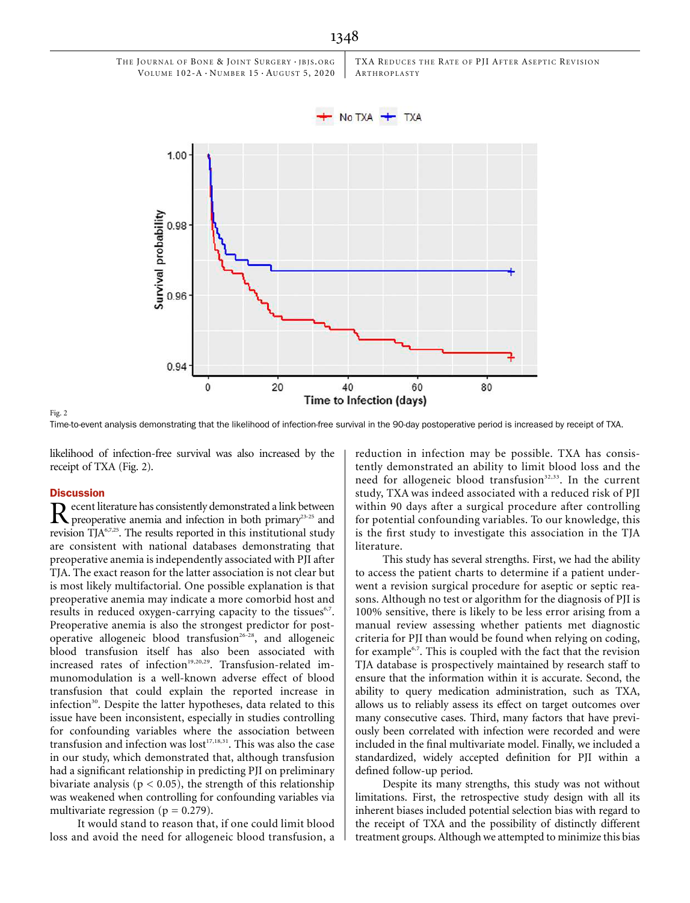Fig. 2

Time-to-event analysis demonstrating that the likelihood of infection-free survival in the 90-day postoperative period is increased by receipt of TXA.

likelihood of infection-free survival was also increased by the receipt of TXA (Fig. 2).

## Discussion

Recent literature has consistently demonstrated a link between preoperative anemia and infection in both primary[23-25] and revision TJA[6,7,25]. The results reported in this institutional study are consistent with national databases demonstrating that preoperative anemia is independently associated with PJI after TJA. The exact reason for the latter association is not clear but is most likely multifactorial. One possible explanation is that preoperative anemia may indicate a more comorbid host and results in reduced oxygen-carrying capacity to the tissues[6,7]. Preoperative anemia is also the strongest predictor for postoperative allogeneic blood transfusion[26-28], and allogeneic blood transfusion itself has also been associated with increased rates of infection[19,20,29]. Transfusion-related immunomodulation is a well-known adverse effect of blood transfusion that could explain the reported increase in infection[30]. Despite the latter hypotheses, data related to this issue have been inconsistent, especially in studies controlling for confounding variables where the association between transfusion and infection was lost[17,18,31]. This was also the case in our study, which demonstrated that, although transfusion had a significant relationship in predicting PJI on preliminary bivariate analysis ($p < 0.05$), the strength of this relationship was weakened when controlling for confounding variables via multivariate regression ($p = 0.279$).

It would stand to reason that, if one could limit blood loss and avoid the need for allogeneic blood transfusion, a reduction in infection may be possible. TXA has consistently demonstrated an ability to limit blood loss and the need for allogeneic blood transfusion[32,33]. In the current study, TXA was indeed associated with a reduced risk of PJI within 90 days after a surgical procedure after controlling for potential confounding variables. To our knowledge, this is the first study to investigate this association in the TJA literature.

This study has several strengths. First, we had the ability to access the patient charts to determine if a patient underwent a revision surgical procedure for aseptic or septic reasons. Although no test or algorithm for the diagnosis of PJI is 100% sensitive, there is likely to be less error arising from a manual review assessing whether patients met diagnostic criteria for PJI than would be found when relying on coding, for example[6,7]. This is coupled with the fact that the revision TJA database is prospectively maintained by research staff to ensure that the information within it is accurate. Second, the ability to query medication administration, such as TXA, allows us to reliably assess its effect on target outcomes over many consecutive cases. Third, many factors that have previously been correlated with infection were recorded and were included in the final multivariate model. Finally, we included a standardized, widely accepted definition for PJI within a defined follow-up period.

Despite its many strengths, this study was not without limitations. First, the retrospective study design with all its inherent biases included potential selection bias with regard to the receipt of TXA and the possibility of distinctly different treatment groups. Although we attempted to minimize this bias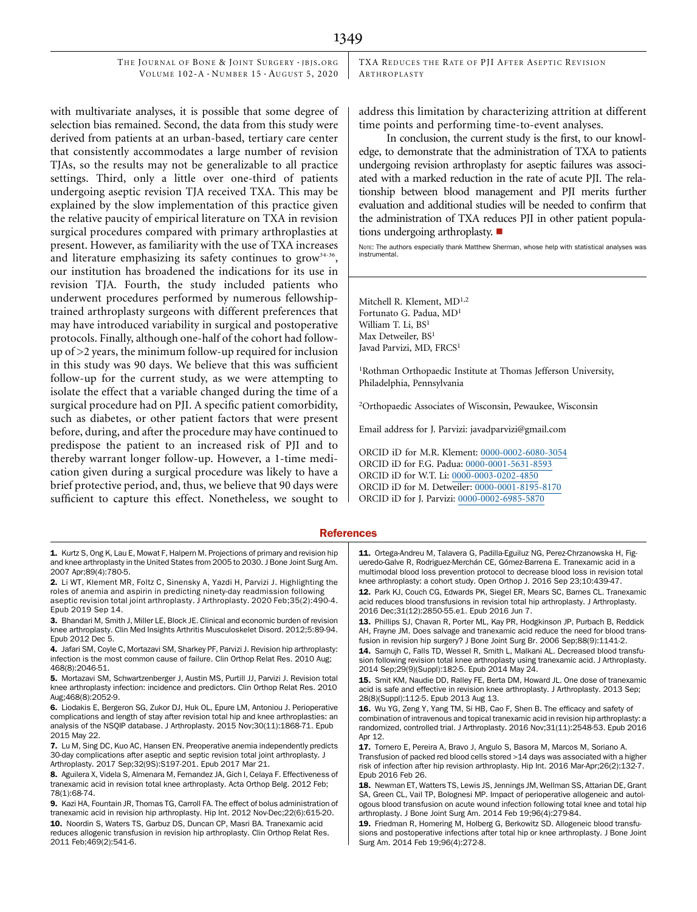with multivariate analyses, it is possible that some degree of selection bias remained. Second, the data from this study were derived from patients at an urban-based, tertiary care center that consistently accommodates a large number of revision TJAs, so the results may not be generalizable to all practice settings. Third, only a little over one-third of patients undergoing aseptic revision TJA received TXA. This may be explained by the slow implementation of this practice given the relative paucity of empirical literature on TXA in revision surgical procedures compared with primary arthroplasties at present. However, as familiarity with the use of TXA increases and literature emphasizing its safety continues to grow[34-36], our institution has broadened the indications for its use in revision TJA. Fourth, the study included patients who underwent procedures performed by numerous fellowship-trained arthroplasty surgeons with different preferences that may have introduced variability in surgical and postoperative protocols. Finally, although one-half of the cohort had follow-up of >2 years, the minimum follow-up required for inclusion in this study was 90 days. We believe that this was sufficient follow-up for the current study, as we were attempting to isolate the effect that a variable changed during the time of a surgical procedure had on PJI. A specific patient comorbidity, such as diabetes, or other patient factors that were present before, during, and after the procedure may have continued to predispose the patient to an increased risk of PJI and to thereby warrant longer follow-up. However, a 1-time medication given during a surgical procedure was likely to have a brief protective period, and, thus, we believe that 90 days were sufficient to capture this effect. Nonetheless, we sought to address this limitation by characterizing attrition at different time points and performing time-to-event analyses.

In conclusion, the current study is the first, to our knowledge, to demonstrate that the administration of TXA to patients undergoing revision arthroplasty for aseptic failures was associated with a marked reduction in the rate of acute PJI. The relationship between blood management and PJI merits further evaluation and additional studies will be needed to confirm that the administration of TXA reduces PJI in other patient populations undergoing arthroplasty. ■

NOTE: The authors especially thank Matthew Sherman, whose help with statistical analyses was instrumental.

Mitchell R. Klement, MD[1,2]
Fortunato G. Padua, MD[1]
William T. Li, BS[1]
Max Detweiler, BS[1]
Javad Parvizi, MD, FRCS[1]

[1]Rothman Orthopaedic Institute at Thomas Jefferson University, Philadelphia, Pennsylvania

[2]Orthopaedic Associates of Wisconsin, Pewaukee, Wisconsin

Email address for J. Parvizi: javadparvizi@gmail.com

ORCID iD for M.R. Klement: 0000-0002-6080-3054
ORCID iD for F.G. Padua: 0000-0001-5631-8593
ORCID iD for W.T. Li: 0000-0003-0202-4850
ORCID iD for M. Detweiler: 0000-0001-8195-8170
ORCID iD for J. Parvizi: 0000-0002-6985-5870

## References

**1.** Kurtz S, Ong K, Lau E, Mowat F, Halpern M. Projections of primary and revision hip and knee arthroplasty in the United States from 2005 to 2030. J Bone Joint Surg Am. 2007 Apr;89(4):780-5.

**2.** Li WT, Klement MR, Foltz C, Sinensky A, Yazdi H, Parvizi J. Highlighting the roles of anemia and aspirin in predicting ninety-day readmission following aseptic revision total joint arthroplasty. J Arthroplasty. 2020 Feb;35(2):490-4. Epub 2019 Sep 14.

**3.** Bhandari M, Smith J, Miller LE, Block JE. Clinical and economic burden of revision knee arthroplasty. Clin Med Insights Arthritis Musculoskelet Disord. 2012;5:89-94. Epub 2012 Dec 5.

**4.** Jafari SM, Coyle C, Mortazavi SM, Sharkey PF, Parvizi J. Revision hip arthroplasty: infection is the most common cause of failure. Clin Orthop Relat Res. 2010 Aug; 468(8):2046-51.

**5.** Mortazavi SM, Schwartzenberger J, Austin MS, Purtill JJ, Parvizi J. Revision total knee arthroplasty infection: incidence and predictors. Clin Orthop Relat Res. 2010 Aug;468(8):2052-9.

**6.** Liodakis E, Bergeron SG, Zukor DJ, Huk OL, Epure LM, Antoniou J. Perioperative complications and length of stay after revision total hip and knee arthroplasties: an analysis of the NSQIP database. J Arthroplasty. 2015 Nov;30(11):1868-71. Epub 2015 May 22.

**7.** Lu M, Sing DC, Kuo AC, Hansen EN. Preoperative anemia independently predicts 30-day complications after aseptic and septic revision total joint arthroplasty. J Arthroplasty. 2017 Sep;32(9S):S197-201. Epub 2017 Mar 21.

**8.** Aguilera X, Videla S, Almenara M, Fernandez JA, Gich I, Celaya F. Effectiveness of tranexamic acid in revision total knee arthroplasty. Acta Orthop Belg. 2012 Feb; 78(1):68-74.

**9.** Kazi HA, Fountain JR, Thomas TG, Carroll FA. The effect of bolus administration of tranexamic acid in revision hip arthroplasty. Hip Int. 2012 Nov-Dec;22(6):615-20.

**10.** Noordin S, Waters TS, Garbuz DS, Duncan CP, Masri BA. Tranexamic acid reduces allogenic transfusion in revision hip arthroplasty. Clin Orthop Relat Res. 2011 Feb;469(2):541-6.

**11.** Ortega-Andreu M, Talavera G, Padilla-Eguiluz NG, Perez-Chrzanowska H, Figueredo-Galve R, Rodriguez-Merchán CE, Gómez-Barrena E. Tranexamic acid in a multimodal blood loss prevention protocol to decrease blood loss in revision total knee arthroplasty: a cohort study. Open Orthop J. 2016 Sep 23;10:439-47.

**12.** Park KJ, Couch CG, Edwards PK, Siegel ER, Mears SC, Barnes CL. Tranexamic acid reduces blood transfusions in revision total hip arthroplasty. J Arthroplasty. 2016 Dec;31(12):2850-55.e1. Epub 2016 Jun 7.

**13.** Phillips SJ, Chavan R, Porter ML, Kay PR, Hodgkinson JP, Purbach B, Reddick AH, Frayne JM. Does salvage and tranexamic acid reduce the need for blood transfusion in revision hip surgery? J Bone Joint Surg Br. 2006 Sep;88(9):1141-2.

**14.** Samujh C, Falls TD, Wessel R, Smith L, Malkani AL. Decreased blood transfusion following revision total knee arthroplasty using tranexamic acid. J Arthroplasty. 2014 Sep;29(9)(Suppl):182-5. Epub 2014 May 24.

**15.** Smit KM, Naudie DD, Ralley FE, Berta DM, Howard JL. One dose of tranexamic acid is safe and effective in revision knee arthroplasty. J Arthroplasty. 2013 Sep; 28(8)(Suppl):112-5. Epub 2013 Aug 13.

**16.** Wu YG, Zeng Y, Yang TM, Si HB, Cao F, Shen B. The efficacy and safety of combination of intravenous and topical tranexamic acid in revision hip arthroplasty: a randomized, controlled trial. J Arthroplasty. 2016 Nov;31(11):2548-53. Epub 2016 Apr 12.

**17.** Tornero E, Pereira A, Bravo J, Angulo S, Basora M, Marcos M, Soriano A. Transfusion of packed red blood cells stored >14 days was associated with a higher risk of infection after hip revision arthroplasty. Hip Int. 2016 Mar-Apr;26(2):132-7. Epub 2016 Feb 26.

**18.** Newman ET, Watters TS, Lewis JS, Jennings JM, Wellman SS, Attarian DE, Grant SA, Green CL, Vail TP, Bolognesi MP. Impact of perioperative allogeneic and autologous blood transfusion on acute wound infection following total knee and total hip arthroplasty. J Bone Joint Surg Am. 2014 Feb 19;96(4):279-84.

**19.** Friedman R, Homering M, Holberg G, Berkowitz SD. Allogeneic blood transfusions and postoperative infections after total hip or knee arthroplasty. J Bone Joint Surg Am. 2014 Feb 19;96(4):272-8.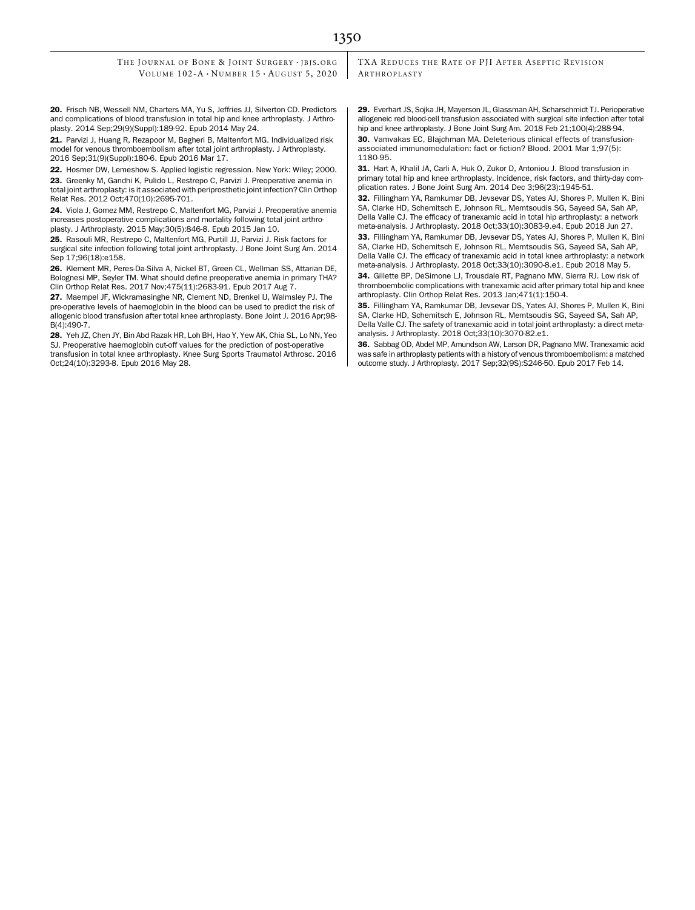**20.** Frisch NB, Wessell NM, Charters MA, Yu S, Jeffries JJ, Silverton CD. Predictors and complications of blood transfusion in total hip and knee arthroplasty. J Arthroplasty. 2014 Sep;29(9)(Suppl):189-92. Epub 2014 May 24.

**21.** Parvizi J, Huang R, Rezapoor M, Bagheri B, Maltenfort MG. Individualized risk model for venous thromboembolism after total joint arthroplasty. J Arthroplasty. 2016 Sep;31(9)(Suppl):180-6. Epub 2016 Mar 17.

**22.** Hosmer DW, Lemeshow S. Applied logistic regression. New York: Wiley; 2000.

**23.** Greenky M, Gandhi K, Pulido L, Restrepo C, Parvizi J. Preoperative anemia in total joint arthroplasty: is it associated with periprosthetic joint infection? Clin Orthop Relat Res. 2012 Oct;470(10):2695-701.

**24.** Viola J, Gomez MM, Restrepo C, Maltenfort MG, Parvizi J. Preoperative anemia increases postoperative complications and mortality following total joint arthroplasty. J Arthroplasty. 2015 May;30(5):846-8. Epub 2015 Jan 10.

**25.** Rasouli MR, Restrepo C, Maltenfort MG, Purtill JJ, Parvizi J. Risk factors for surgical site infection following total joint arthroplasty. J Bone Joint Surg Am. 2014 Sep 17;96(18):e158.

**26.** Klement MR, Peres-Da-Silva A, Nickel BT, Green CL, Wellman SS, Attarian DE, Bolognesi MP, Seyler TM. What should define preoperative anemia in primary THA? Clin Orthop Relat Res. 2017 Nov;475(11):2683-91. Epub 2017 Aug 7.

**27.** Maempel JF, Wickramasinghe NR, Clement ND, Brenkel IJ, Walmsley PJ. The pre-operative levels of haemoglobin in the blood can be used to predict the risk of allogenic blood transfusion after total knee arthroplasty. Bone Joint J. 2016 Apr;98-B(4):490-7.

**28.** Yeh JZ, Chen JY, Bin Abd Razak HR, Loh BH, Hao Y, Yew AK, Chia SL, Lo NN, Yeo SJ. Preoperative haemoglobin cut-off values for the prediction of post-operative transfusion in total knee arthroplasty. Knee Surg Sports Traumatol Arthrosc. 2016 Oct;24(10):3293-8. Epub 2016 May 28.

**29.** Everhart JS, Sojka JH, Mayerson JL, Glassman AH, Scharschmidt TJ. Perioperative allogeneic red blood-cell transfusion associated with surgical site infection after total hip and knee arthroplasty. J Bone Joint Surg Am. 2018 Feb 21;100(4):288-94.

**30.** Vamvakas EC, Blajchman MA. Deleterious clinical effects of transfusion-associated immunomodulation: fact or fiction? Blood. 2001 Mar 1;97(5):1180-95.

**31.** Hart A, Khalil JA, Carli A, Huk O, Zukor D, Antoniou J. Blood transfusion in primary total hip and knee arthroplasty. Incidence, risk factors, and thirty-day complication rates. J Bone Joint Surg Am. 2014 Dec 3;96(23):1945-51.

**32.** Fillingham YA, Ramkumar DB, Jevsevar DS, Yates AJ, Shores P, Mullen K, Bini SA, Clarke HD, Schemitsch E, Johnson RL, Memtsoudis SG, Sayeed SA, Sah AP, Della Valle CJ. The efficacy of tranexamic acid in total hip arthroplasty: a network meta-analysis. J Arthroplasty. 2018 Oct;33(10):3083-9.e4. Epub 2018 Jun 27.

**33.** Fillingham YA, Ramkumar DB, Jevsevar DS, Yates AJ, Shores P, Mullen K, Bini SA, Clarke HD, Schemitsch E, Johnson RL, Memtsoudis SG, Sayeed SA, Sah AP, Della Valle CJ. The efficacy of tranexamic acid in total knee arthroplasty: a network meta-analysis. J Arthroplasty. 2018 Oct;33(10):3090-8.e1. Epub 2018 May 5.

**34.** Gillette BP, DeSimone LJ, Trousdale RT, Pagnano MW, Sierra RJ. Low risk of thromboembolic complications with tranexamic acid after primary total hip and knee arthroplasty. Clin Orthop Relat Res. 2013 Jan;471(1):150-4.

**35.** Fillingham YA, Ramkumar DB, Jevsevar DS, Yates AJ, Shores P, Mullen K, Bini SA, Clarke HD, Schemitsch E, Johnson RL, Memtsoudis SG, Sayeed SA, Sah AP, Della Valle CJ. The safety of tranexamic acid in total joint arthroplasty: a direct meta-analysis. J Arthroplasty. 2018 Oct;33(10):3070-82.e1.

**36.** Sabbag OD, Abdel MP, Amundson AW, Larson DR, Pagnano MW. Tranexamic acid was safe in arthroplasty patients with a history of venous thromboembolism: a matched outcome study. J Arthroplasty. 2017 Sep;32(9S):S246-50. Epub 2017 Feb 14.